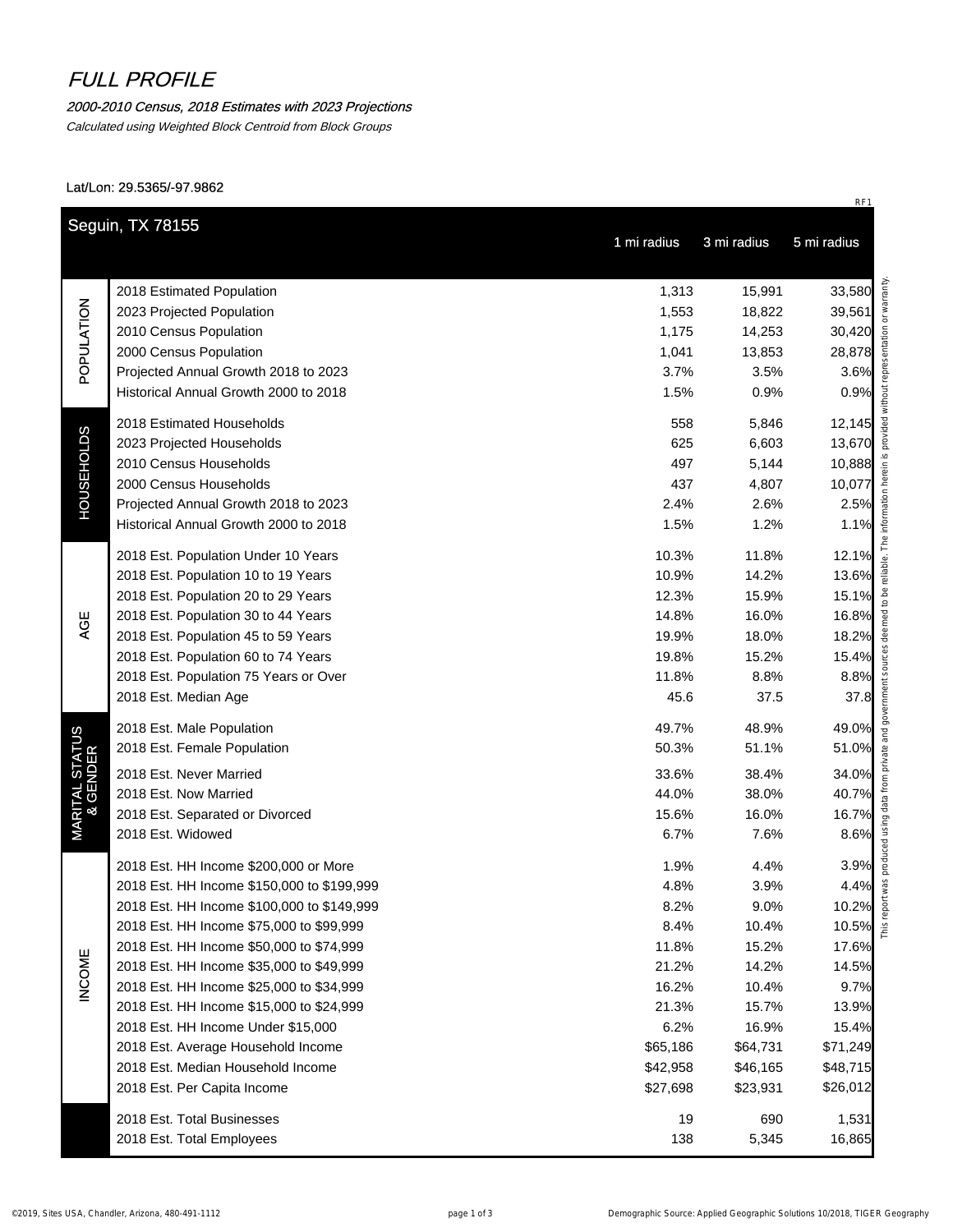# FULL PROFILE

*2000-2010 Census, 2018 Estimates with 2023 Projections*

*Calculated using Weighted Block Centroid from Block Groups*

Lat/Lon: 29.5365/-97.9862

RF1

| Seguin, TX 78155 | | 1 mi radius | 3 mi radius | 5 mi radius |
|---|---|---|---|---|
| POPULATION | 2018 Estimated Population | 1,313 | 15,991 | 33,580 |
| | 2023 Projected Population | 1,553 | 18,822 | 39,561 |
| | 2010 Census Population | 1,175 | 14,253 | 30,420 |
| | 2000 Census Population | 1,041 | 13,853 | 28,878 |
| | Projected Annual Growth 2018 to 2023 | 3.7% | 3.5% | 3.6% |
| | Historical Annual Growth 2000 to 2018 | 1.5% | 0.9% | 0.9% |
| HOUSEHOLDS | 2018 Estimated Households | 558 | 5,846 | 12,145 |
| | 2023 Projected Households | 625 | 6,603 | 13,670 |
| | 2010 Census Households | 497 | 5,144 | 10,888 |
| | 2000 Census Households | 437 | 4,807 | 10,077 |
| | Projected Annual Growth 2018 to 2023 | 2.4% | 2.6% | 2.5% |
| | Historical Annual Growth 2000 to 2018 | 1.5% | 1.2% | 1.1% |
| AGE | 2018 Est. Population Under 10 Years | 10.3% | 11.8% | 12.1% |
| | 2018 Est. Population 10 to 19 Years | 10.9% | 14.2% | 13.6% |
| | 2018 Est. Population 20 to 29 Years | 12.3% | 15.9% | 15.1% |
| | 2018 Est. Population 30 to 44 Years | 14.8% | 16.0% | 16.8% |
| | 2018 Est. Population 45 to 59 Years | 19.9% | 18.0% | 18.2% |
| | 2018 Est. Population 60 to 74 Years | 19.8% | 15.2% | 15.4% |
| | 2018 Est. Population 75 Years or Over | 11.8% | 8.8% | 8.8% |
| | 2018 Est. Median Age | 45.6 | 37.5 | 37.8 |
| MARITAL STATUS & GENDER | 2018 Est. Male Population | 49.7% | 48.9% | 49.0% |
| | 2018 Est. Female Population | 50.3% | 51.1% | 51.0% |
| | 2018 Est. Never Married | 33.6% | 38.4% | 34.0% |
| | 2018 Est. Now Married | 44.0% | 38.0% | 40.7% |
| | 2018 Est. Separated or Divorced | 15.6% | 16.0% | 16.7% |
| | 2018 Est. Widowed | 6.7% | 7.6% | 8.6% |
| INCOME | 2018 Est. HH Income $200,000 or More | 1.9% | 4.4% | 3.9% |
| | 2018 Est. HH Income $150,000 to $199,999 | 4.8% | 3.9% | 4.4% |
| | 2018 Est. HH Income $100,000 to $149,999 | 8.2% | 9.0% | 10.2% |
| | 2018 Est. HH Income $75,000 to $99,999 | 8.4% | 10.4% | 10.5% |
| | 2018 Est. HH Income $50,000 to $74,999 | 11.8% | 15.2% | 17.6% |
| | 2018 Est. HH Income $35,000 to $49,999 | 21.2% | 14.2% | 14.5% |
| | 2018 Est. HH Income $25,000 to $34,999 | 16.2% | 10.4% | 9.7% |
| | 2018 Est. HH Income $15,000 to $24,999 | 21.3% | 15.7% | 13.9% |
| | 2018 Est. HH Income Under $15,000 | 6.2% | 16.9% | 15.4% |
| | 2018 Est. Average Household Income | $65,186 | $64,731 | $71,249 |
| | 2018 Est. Median Household Income | $42,958 | $46,165 | $48,715 |
| | 2018 Est. Per Capita Income | $27,698 | $23,931 | $26,012 |
| | 2018 Est. Total Businesses | 19 | 690 | 1,531 |
| | 2018 Est. Total Employees | 138 | 5,345 | 16,865 |

This report was produced using data from private and government sources deemed to be reliable. The information herein is provided without representation or warranty.

©2019, Sites USA, Chandler, Arizona, 480-491-1112

Demographic Source: Applied Geographic Solutions 10/2018, TIGER Geography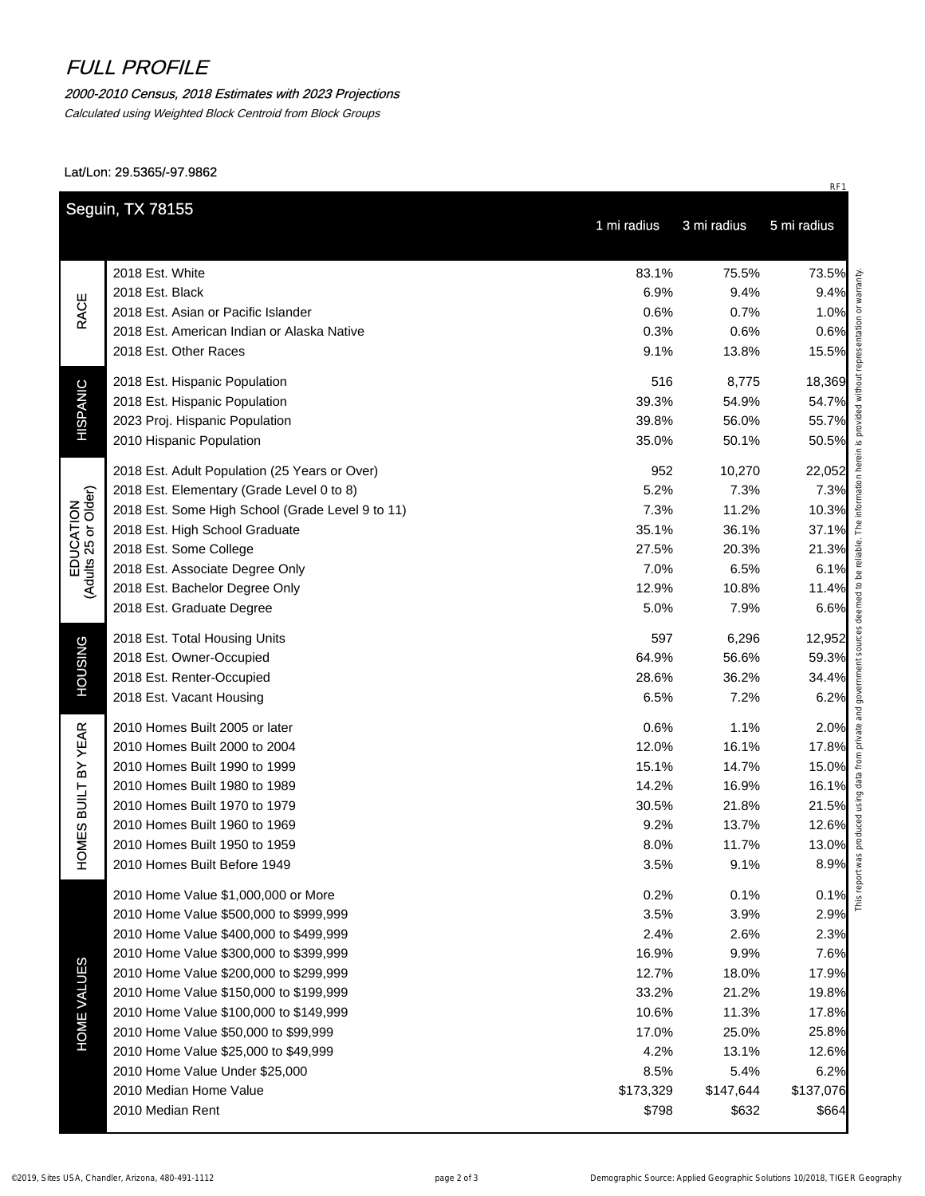# FULL PROFILE

*2000-2010 Census, 2018 Estimates with 2023 Projections*

*Calculated using Weighted Block Centroid from Block Groups*

Lat/Lon: 29.5365/-97.9862

RF1

| Seguin, TX 78155 | | 1 mi radius | 3 mi radius | 5 mi radius |
|---|---|---|---|---|
| RACE | 2018 Est. White | 83.1% | 75.5% | 73.5% |
| | 2018 Est. Black | 6.9% | 9.4% | 9.4% |
| | 2018 Est. Asian or Pacific Islander | 0.6% | 0.7% | 1.0% |
| | 2018 Est. American Indian or Alaska Native | 0.3% | 0.6% | 0.6% |
| | 2018 Est. Other Races | 9.1% | 13.8% | 15.5% |
| HISPANIC | 2018 Est. Hispanic Population | 516 | 8,775 | 18,369 |
| | 2018 Est. Hispanic Population | 39.3% | 54.9% | 54.7% |
| | 2023 Proj. Hispanic Population | 39.8% | 56.0% | 55.7% |
| | 2010 Hispanic Population | 35.0% | 50.1% | 50.5% |
| EDUCATION (Adults 25 or Older) | 2018 Est. Adult Population (25 Years or Over) | 952 | 10,270 | 22,052 |
| | 2018 Est. Elementary (Grade Level 0 to 8) | 5.2% | 7.3% | 7.3% |
| | 2018 Est. Some High School (Grade Level 9 to 11) | 7.3% | 11.2% | 10.3% |
| | 2018 Est. High School Graduate | 35.1% | 36.1% | 37.1% |
| | 2018 Est. Some College | 27.5% | 20.3% | 21.3% |
| | 2018 Est. Associate Degree Only | 7.0% | 6.5% | 6.1% |
| | 2018 Est. Bachelor Degree Only | 12.9% | 10.8% | 11.4% |
| | 2018 Est. Graduate Degree | 5.0% | 7.9% | 6.6% |
| HOUSING | 2018 Est. Total Housing Units | 597 | 6,296 | 12,952 |
| | 2018 Est. Owner-Occupied | 64.9% | 56.6% | 59.3% |
| | 2018 Est. Renter-Occupied | 28.6% | 36.2% | 34.4% |
| | 2018 Est. Vacant Housing | 6.5% | 7.2% | 6.2% |
| HOMES BUILT BY YEAR | 2010 Homes Built 2005 or later | 0.6% | 1.1% | 2.0% |
| | 2010 Homes Built 2000 to 2004 | 12.0% | 16.1% | 17.8% |
| | 2010 Homes Built 1990 to 1999 | 15.1% | 14.7% | 15.0% |
| | 2010 Homes Built 1980 to 1989 | 14.2% | 16.9% | 16.1% |
| | 2010 Homes Built 1970 to 1979 | 30.5% | 21.8% | 21.5% |
| | 2010 Homes Built 1960 to 1969 | 9.2% | 13.7% | 12.6% |
| | 2010 Homes Built 1950 to 1959 | 8.0% | 11.7% | 13.0% |
| | 2010 Homes Built Before 1949 | 3.5% | 9.1% | 8.9% |
| HOME VALUES | 2010 Home Value $1,000,000 or More | 0.2% | 0.1% | 0.1% |
| | 2010 Home Value $500,000 to $999,999 | 3.5% | 3.9% | 2.9% |
| | 2010 Home Value $400,000 to $499,999 | 2.4% | 2.6% | 2.3% |
| | 2010 Home Value $300,000 to $399,999 | 16.9% | 9.9% | 7.6% |
| | 2010 Home Value $200,000 to $299,999 | 12.7% | 18.0% | 17.9% |
| | 2010 Home Value $150,000 to $199,999 | 33.2% | 21.2% | 19.8% |
| | 2010 Home Value $100,000 to $149,999 | 10.6% | 11.3% | 17.8% |
| | 2010 Home Value $50,000 to $99,999 | 17.0% | 25.0% | 25.8% |
| | 2010 Home Value $25,000 to $49,999 | 4.2% | 13.1% | 12.6% |
| | 2010 Home Value Under $25,000 | 8.5% | 5.4% | 6.2% |
| | 2010 Median Home Value | $173,329 | $147,644 | $137,076 |
| | 2010 Median Rent | $798 | $632 | $664 |

This report was produced using data from private and government sources deemed to be reliable. The information herein is provided without representation or warranty.

©2019, Sites USA, Chandler, Arizona, 480-491-1112

Demographic Source: Applied Geographic Solutions 10/2018, TIGER Geography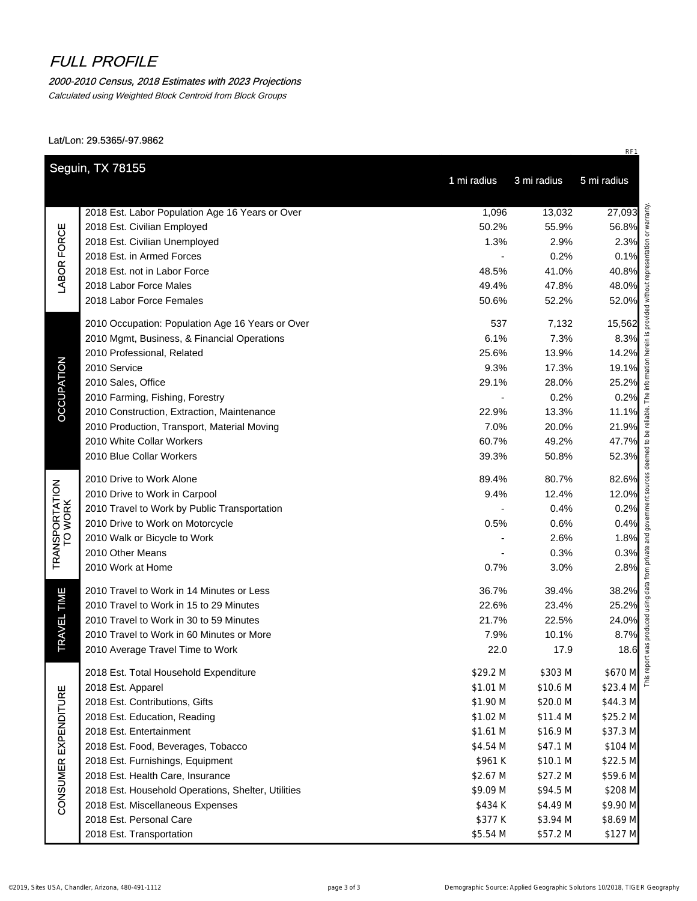# FULL PROFILE

*2000-2010 Census, 2018 Estimates with 2023 Projections*

*Calculated using Weighted Block Centroid from Block Groups*

Lat/Lon: 29.5365/-97.9862

RF1

| Seguin, TX 78155 | | 1 mi radius | 3 mi radius | 5 mi radius |
|---|---|---|---|---|
| LABOR FORCE | 2018 Est. Labor Population Age 16 Years or Over | 1,096 | 13,032 | 27,093 |
| | 2018 Est. Civilian Employed | 50.2% | 55.9% | 56.8% |
| | 2018 Est. Civilian Unemployed | 1.3% | 2.9% | 2.3% |
| | 2018 Est. in Armed Forces | - | 0.2% | 0.1% |
| | 2018 Est. not in Labor Force | 48.5% | 41.0% | 40.8% |
| | 2018 Labor Force Males | 49.4% | 47.8% | 48.0% |
| | 2018 Labor Force Females | 50.6% | 52.2% | 52.0% |
| OCCUPATION | 2010 Occupation: Population Age 16 Years or Over | 537 | 7,132 | 15,562 |
| | 2010 Mgmt, Business, & Financial Operations | 6.1% | 7.3% | 8.3% |
| | 2010 Professional, Related | 25.6% | 13.9% | 14.2% |
| | 2010 Service | 9.3% | 17.3% | 19.1% |
| | 2010 Sales, Office | 29.1% | 28.0% | 25.2% |
| | 2010 Farming, Fishing, Forestry | - | 0.2% | 0.2% |
| | 2010 Construction, Extraction, Maintenance | 22.9% | 13.3% | 11.1% |
| | 2010 Production, Transport, Material Moving | 7.0% | 20.0% | 21.9% |
| | 2010 White Collar Workers | 60.7% | 49.2% | 47.7% |
| | 2010 Blue Collar Workers | 39.3% | 50.8% | 52.3% |
| TRANSPORTATION TO WORK | 2010 Drive to Work Alone | 89.4% | 80.7% | 82.6% |
| | 2010 Drive to Work in Carpool | 9.4% | 12.4% | 12.0% |
| | 2010 Travel to Work by Public Transportation | - | 0.4% | 0.2% |
| | 2010 Drive to Work on Motorcycle | 0.5% | 0.6% | 0.4% |
| | 2010 Walk or Bicycle to Work | - | 2.6% | 1.8% |
| | 2010 Other Means | - | 0.3% | 0.3% |
| | 2010 Work at Home | 0.7% | 3.0% | 2.8% |
| TRAVEL TIME | 2010 Travel to Work in 14 Minutes or Less | 36.7% | 39.4% | 38.2% |
| | 2010 Travel to Work in 15 to 29 Minutes | 22.6% | 23.4% | 25.2% |
| | 2010 Travel to Work in 30 to 59 Minutes | 21.7% | 22.5% | 24.0% |
| | 2010 Travel to Work in 60 Minutes or More | 7.9% | 10.1% | 8.7% |
| | 2010 Average Travel Time to Work | 22.0 | 17.9 | 18.6 |
| CONSUMER EXPENDITURE | 2018 Est. Total Household Expenditure | $29.2 M | $303 M | $670 M |
| | 2018 Est. Apparel | $1.01 M | $10.6 M | $23.4 M |
| | 2018 Est. Contributions, Gifts | $1.90 M | $20.0 M | $44.3 M |
| | 2018 Est. Education, Reading | $1.02 M | $11.4 M | $25.2 M |
| | 2018 Est. Entertainment | $1.61 M | $16.9 M | $37.3 M |
| | 2018 Est. Food, Beverages, Tobacco | $4.54 M | $47.1 M | $104 M |
| | 2018 Est. Furnishings, Equipment | $961 K | $10.1 M | $22.5 M |
| | 2018 Est. Health Care, Insurance | $2.67 M | $27.2 M | $59.6 M |
| | 2018 Est. Household Operations, Shelter, Utilities | $9.09 M | $94.5 M | $208 M |
| | 2018 Est. Miscellaneous Expenses | $434 K | $4.49 M | $9.90 M |
| | 2018 Est. Personal Care | $377 K | $3.94 M | $8.69 M |
| | 2018 Est. Transportation | $5.54 M | $57.2 M | $127 M |

This report was produced using data from private and government sources deemed to be reliable. The information herein is provided without representation or warranty.

©2019, Sites USA, Chandler, Arizona, 480-491-1112

Demographic Source: Applied Geographic Solutions 10/2018, TIGER Geography